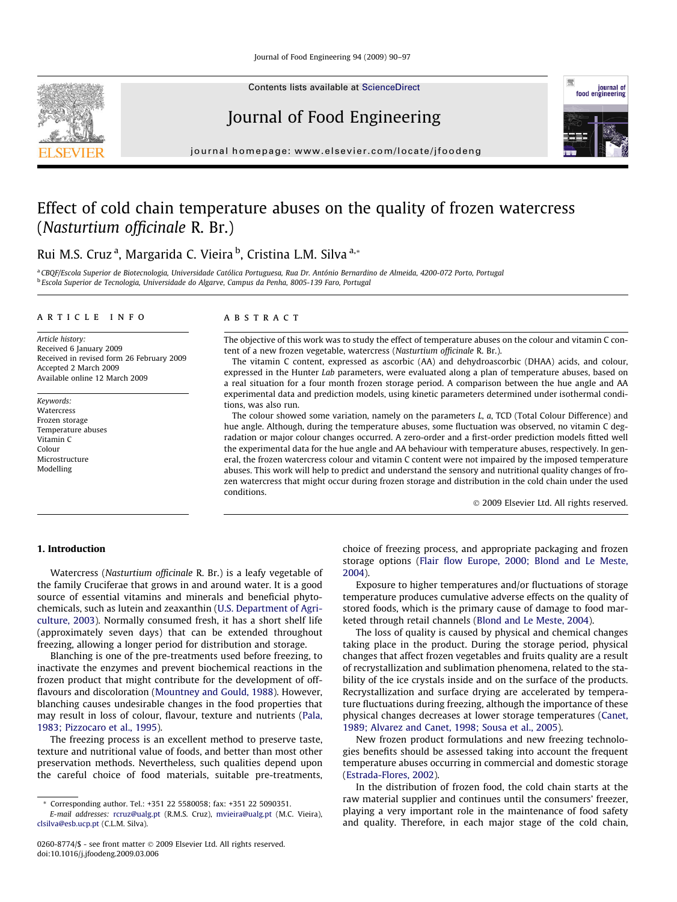# Effect of cold chain temperature abuses on the quality of frozen watercress (*Nasturtium officinale* R. Br.)

Rui M.S. Cruz [a], Margarida C. Vieira [b], Cristina L.M. Silva [a,*]

[a] CBQF/Escola Superior de Biotecnologia, Universidade Católica Portuguesa, Rua Dr. António Bernardino de Almeida, 4200-072 Porto, Portugal
[b] Escola Superior de Tecnologia, Universidade do Algarve, Campus da Penha, 8005-139 Faro, Portugal

## ARTICLE INFO

*Article history:*
Received 6 January 2009
Received in revised form 26 February 2009
Accepted 2 March 2009
Available online 12 March 2009

*Keywords:*
Watercress
Frozen storage
Temperature abuses
Vitamin C
Colour
Microstructure
Modelling

## ABSTRACT

The objective of this work was to study the effect of temperature abuses on the colour and vitamin C content of a new frozen vegetable, watercress (*Nasturtium officinale* R. Br.).

The vitamin C content, expressed as ascorbic (AA) and dehydroascorbic (DHAA) acids, and colour, expressed in the Hunter *Lab* parameters, were evaluated along a plan of temperature abuses, based on a real situation for a four month frozen storage period. A comparison between the hue angle and AA experimental data and prediction models, using kinetic parameters determined under isothermal conditions, was also run.

The colour showed some variation, namely on the parameters *L*, *a*, TCD (Total Colour Difference) and hue angle. Although, during the temperature abuses, some fluctuation was observed, no vitamin C degradation or major colour changes occurred. A zero-order and a first-order prediction models fitted well the experimental data for the hue angle and AA behaviour with temperature abuses, respectively. In general, the frozen watercress colour and vitamin C content were not impaired by the imposed temperature abuses. This work will help to predict and understand the sensory and nutritional quality changes of frozen watercress that might occur during frozen storage and distribution in the cold chain under the used conditions.

© 2009 Elsevier Ltd. All rights reserved.

## 1. Introduction

Watercress (*Nasturtium officinale* R. Br.) is a leafy vegetable of the family Cruciferae that grows in and around water. It is a good source of essential vitamins and minerals and beneficial phytochemicals, such as lutein and zeaxanthin (U.S. Department of Agriculture, 2003). Normally consumed fresh, it has a short shelf life (approximately seven days) that can be extended throughout freezing, allowing a longer period for distribution and storage.

Blanching is one of the pre-treatments used before freezing, to inactivate the enzymes and prevent biochemical reactions in the frozen product that might contribute for the development of off-flavours and discoloration (Mountney and Gould, 1988). However, blanching causes undesirable changes in the food properties that may result in loss of colour, flavour, texture and nutrients (Pala, 1983; Pizzocaro et al., 1995).

The freezing process is an excellent method to preserve taste, texture and nutritional value of foods, and better than most other preservation methods. Nevertheless, such qualities depend upon the careful choice of food materials, suitable pre-treatments, choice of freezing process, and appropriate packaging and frozen storage options (Flair flow Europe, 2000; Blond and Le Meste, 2004).

Exposure to higher temperatures and/or fluctuations of storage temperature produces cumulative adverse effects on the quality of stored foods, which is the primary cause of damage to food marketed through retail channels (Blond and Le Meste, 2004).

The loss of quality is caused by physical and chemical changes taking place in the product. During the storage period, physical changes that affect frozen vegetables and fruits quality are a result of recrystallization and sublimation phenomena, related to the stability of the ice crystals inside and on the surface of the products. Recrystallization and surface drying are accelerated by temperature fluctuations during freezing, although the importance of these physical changes decreases at lower storage temperatures (Canet, 1989; Alvarez and Canet, 1998; Sousa et al., 2005).

New frozen product formulations and new freezing technologies benefits should be assessed taking into account the frequent temperature abuses occurring in commercial and domestic storage (Estrada-Flores, 2002).

In the distribution of frozen food, the cold chain starts at the raw material supplier and continues until the consumers' freezer, playing a very important role in the maintenance of food safety and quality. Therefore, in each major stage of the cold chain,

\* Corresponding author. Tel.: +351 22 5580058; fax: +351 22 5090351.
*E-mail addresses:* rcruz@ualg.pt (R.M.S. Cruz), mvieira@ualg.pt (M.C. Vieira), clsilva@esb.ucp.pt (C.L.M. Silva).

0260-8774/$ - see front matter © 2009 Elsevier Ltd. All rights reserved.
doi:10.1016/j.jfoodeng.2009.03.006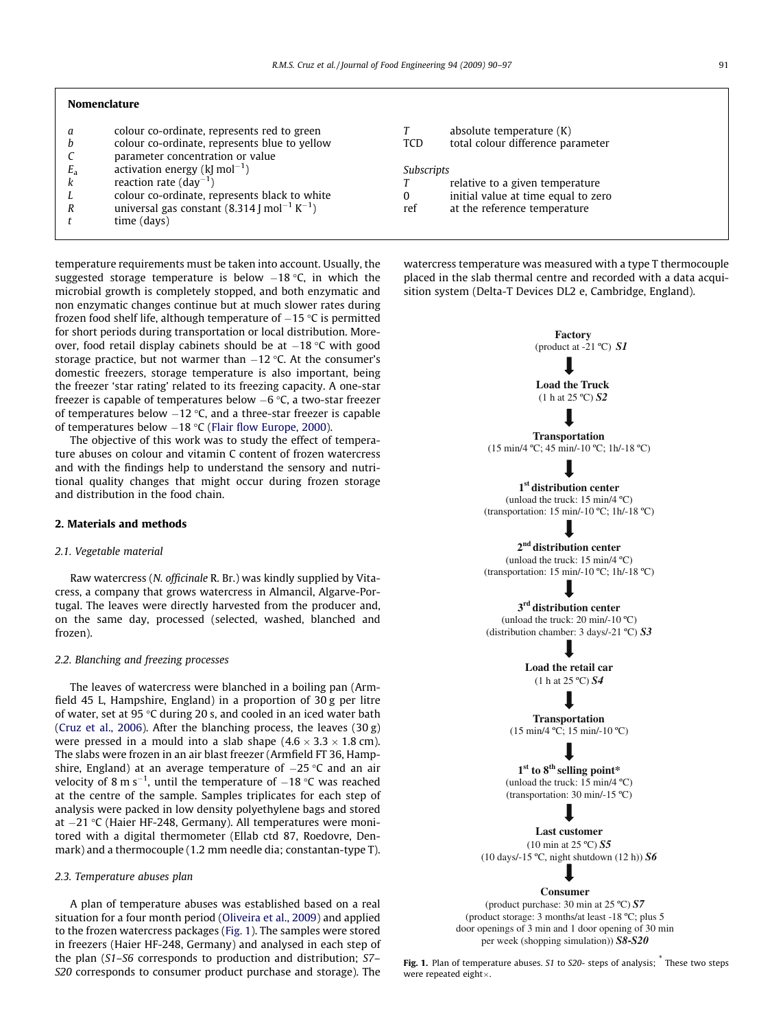## Nomenclature

| | | | |
|---|---|---|---|
| $a$ | colour co-ordinate, represents red to green | $T$ | absolute temperature (K) |
| $b$ | colour co-ordinate, represents blue to yellow | TCD | total colour difference parameter |
| $C$ | parameter concentration or value | | |
| $E_a$ | activation energy (kJ mol$^{-1}$) | *Subscripts* | |
| $k$ | reaction rate (day$^{-1}$) | $T$ | relative to a given temperature |
| $L$ | colour co-ordinate, represents black to white | 0 | initial value at time equal to zero |
| $R$ | universal gas constant (8.314 J mol$^{-1}$ K$^{-1}$) | ref | at the reference temperature |
| $t$ | time (days) | | |

temperature requirements must be taken into account. Usually, the suggested storage temperature is below −18 °C, in which the microbial growth is completely stopped, and both enzymatic and non enzymatic changes continue but at much slower rates during frozen food shelf life, although temperature of −15 °C is permitted for short periods during transportation or local distribution. Moreover, food retail display cabinets should be at −18 °C with good storage practice, but not warmer than −12 °C. At the consumer's domestic freezers, storage temperature is also important, being the freezer 'star rating' related to its freezing capacity. A one-star freezer is capable of temperatures below −6 °C, a two-star freezer of temperatures below −12 °C, and a three-star freezer is capable of temperatures below −18 °C (Flair flow Europe, 2000).

The objective of this work was to study the effect of temperature abuses on colour and vitamin C content of frozen watercress and with the findings help to understand the sensory and nutritional quality changes that might occur during frozen storage and distribution in the food chain.

## 2. Materials and methods

### 2.1. Vegetable material

Raw watercress (*N. officinale* R. Br.) was kindly supplied by Vitacress, a company that grows watercress in Almancil, Algarve-Portugal. The leaves were directly harvested from the producer and, on the same day, processed (selected, washed, blanched and frozen).

### 2.2. Blanching and freezing processes

The leaves of watercress were blanched in a boiling pan (Armfield 45 L, Hampshire, England) in a proportion of 30 g per litre of water, set at 95 °C during 20 s, and cooled in an iced water bath (Cruz et al., 2006). After the blanching process, the leaves (30 g) were pressed in a mould into a slab shape (4.6 × 3.3 × 1.8 cm). The slabs were frozen in an air blast freezer (Armfield FT 36, Hampshire, England) at an average temperature of −25 °C and an air velocity of 8 m s$^{-1}$, until the temperature of −18 °C was reached at the centre of the sample. Samples triplicates for each step of analysis were packed in low density polyethylene bags and stored at −21 °C (Haier HF-248, Germany). All temperatures were monitored with a digital thermometer (Ellab ctd 87, Roedovre, Denmark) and a thermocouple (1.2 mm needle dia; constantan-type T).

### 2.3. Temperature abuses plan

A plan of temperature abuses was established based on a real situation for a four month period (Oliveira et al., 2009) and applied to the frozen watercress packages (Fig. 1). The samples were stored in freezers (Haier HF-248, Germany) and analysed in each step of the plan (*S1–S6* corresponds to production and distribution; *S7–S20* corresponds to consumer product purchase and storage). The watercress temperature was measured with a type T thermocouple placed in the slab thermal centre and recorded with a data acquisition system (Delta-T Devices DL2 e, Cambridge, England).

**Factory**
(product at -21 ºC) ***S1***

↓

**Load the Truck**
(1 h at 25 ºC) ***S2***

↓

**Transportation**
(15 min/4 ºC; 45 min/-10 ºC; 1h/-18 ºC)

↓

**1st distribution center**
(unload the truck: 15 min/4 ºC)
(transportation: 15 min/-10 ºC; 1h/-18 ºC)

↓

**2nd distribution center**
(unload the truck: 15 min/4 ºC)
(transportation: 15 min/-10 ºC; 1h/-18 ºC)

↓

**3rd distribution center**
(unload the truck: 20 min/-10 ºC)
(distribution chamber: 3 days/-21 ºC) ***S3***

↓

**Load the retail car**
(1 h at 25 ºC) ***S4***

↓

**Transportation**
(15 min/4 ºC; 15 min/-10 ºC)

↓

**1st to 8th selling point***
(unload the truck: 15 min/4 ºC)
(transportation: 30 min/-15 ºC)

↓

**Last customer**
(10 min at 25 ºC) ***S5***
(10 days/-15 ºC, night shutdown (12 h)) ***S6***

↓

**Consumer**
(product purchase: 30 min at 25 ºC) ***S7***
(product storage: 3 months/at least -18 ºC; plus 5 door openings of 3 min and 1 door opening of 30 min per week (shopping simulation)) ***S8-S20***

**Fig. 1.** Plan of temperature abuses. *S1* to *S20*- steps of analysis; * These two steps were repeated eight×.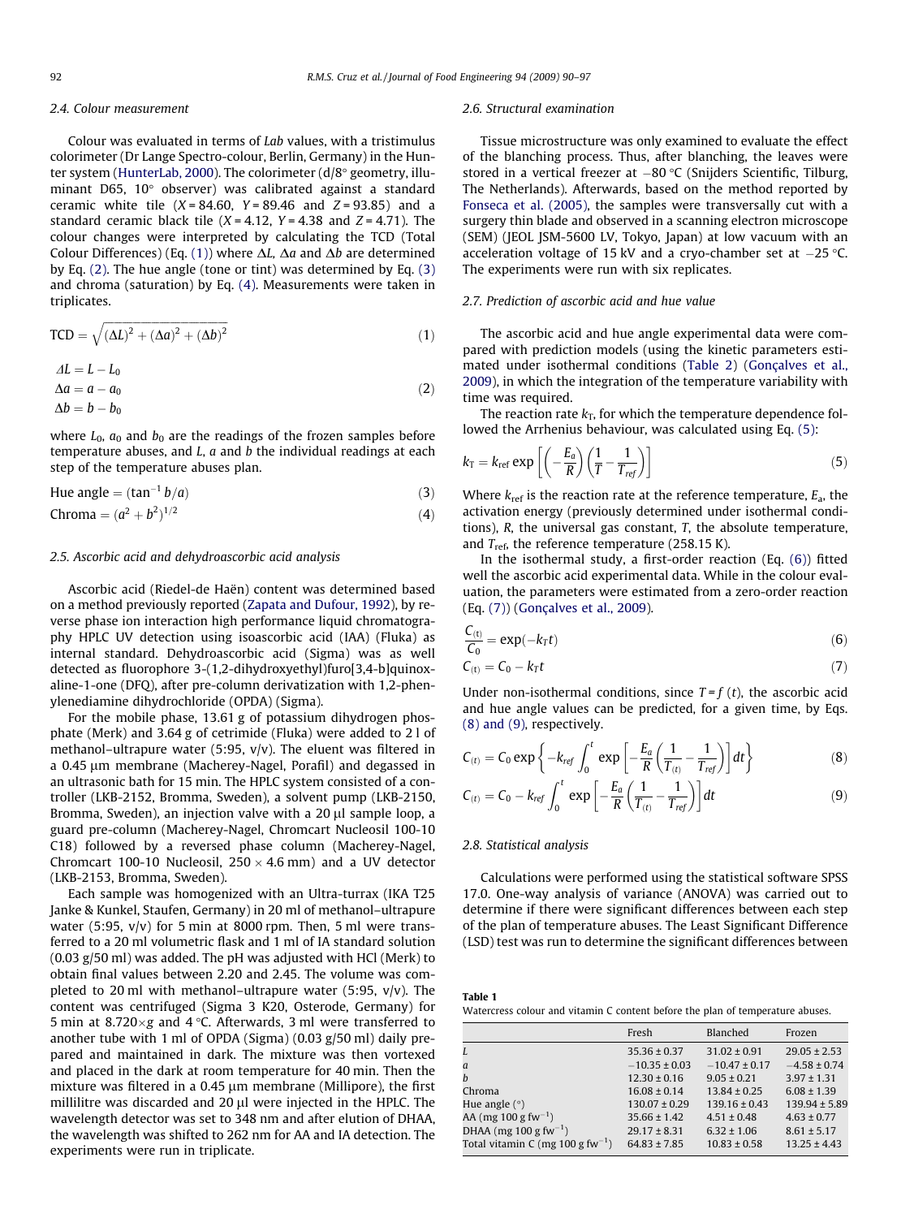### 2.4. Colour measurement

Colour was evaluated in terms of *Lab* values, with a tristimulus colorimeter (Dr Lange Spectro-colour, Berlin, Germany) in the Hunter system (HunterLab, 2000). The colorimeter (d/8° geometry, illuminant D65, 10° observer) was calibrated against a standard ceramic white tile ($X = 84.60$, $Y = 89.46$ and $Z = 93.85$) and a standard ceramic black tile ($X = 4.12$, $Y = 4.38$ and $Z = 4.71$). The colour changes were interpreted by calculating the TCD (Total Colour Differences) (Eq. (1)) where $\Delta L$, $\Delta a$ and $\Delta b$ are determined by Eq. (2). The hue angle (tone or tint) was determined by Eq. (3) and chroma (saturation) by Eq. (4). Measurements were taken in triplicates.

$$\text{TCD} = \sqrt{(\Delta L)^2 + (\Delta a)^2 + (\Delta b)^2} \tag{1}$$

$$\begin{aligned} \Delta L &= L - L_0 \\ \Delta a &= a - a_0 \\ \Delta b &= b - b_0 \end{aligned} \tag{2}$$

where $L_0$, $a_0$ and $b_0$ are the readings of the frozen samples before temperature abuses, and $L$, $a$ and $b$ the individual readings at each step of the temperature abuses plan.

$$\text{Hue angle} = (\tan^{-1} b/a) \tag{3}$$

$$\text{Chroma} = (a^2 + b^2)^{1/2} \tag{4}$$

### 2.5. Ascorbic acid and dehydroascorbic acid analysis

Ascorbic acid (Riedel-de Haën) content was determined based on a method previously reported (Zapata and Dufour, 1992), by reverse phase ion interaction high performance liquid chromatography HPLC UV detection using isoascorbic acid (IAA) (Fluka) as internal standard. Dehydroascorbic acid (Sigma) was as well detected as fluorophore 3-(1,2-dihydroxyethyl)furo[3,4-b]quinoxaline-1-one (DFQ), after pre-column derivatization with 1,2-phenylenediamine dihydrochloride (OPDA) (Sigma).

For the mobile phase, 13.61 g of potassium dihydrogen phosphate (Merk) and 3.64 g of cetrimide (Fluka) were added to 2 l of methanol–ultrapure water (5:95, v/v). The eluent was filtered in a 0.45 μm membrane (Macherey-Nagel, Porafil) and degassed in an ultrasonic bath for 15 min. The HPLC system consisted of a controller (LKB-2152, Bromma, Sweden), a solvent pump (LKB-2150, Bromma, Sweden), an injection valve with a 20 μl sample loop, a guard pre-column (Macherey-Nagel, Chromcart Nucleosil 100-10 C18) followed by a reversed phase column (Macherey-Nagel, Chromcart 100-10 Nucleosil, 250 × 4.6 mm) and a UV detector (LKB-2153, Bromma, Sweden).

Each sample was homogenized with an Ultra-turrax (IKA T25 Janke & Kunkel, Staufen, Germany) in 20 ml of methanol–ultrapure water (5:95, v/v) for 5 min at 8000 rpm. Then, 5 ml were transferred to a 20 ml volumetric flask and 1 ml of IA standard solution (0.03 g/50 ml) was added. The pH was adjusted with HCl (Merk) to obtain final values between 2.20 and 2.45. The volume was completed to 20 ml with methanol–ultrapure water (5:95, v/v). The content was centrifuged (Sigma 3 K20, Osterode, Germany) for 5 min at 8.720×*g* and 4 °C. Afterwards, 3 ml were transferred to another tube with 1 ml of OPDA (Sigma) (0.03 g/50 ml) daily prepared and maintained in dark. The mixture was then vortexed and placed in the dark at room temperature for 40 min. Then the mixture was filtered in a 0.45 μm membrane (Millipore), the first millilitre was discarded and 20 μl were injected in the HPLC. The wavelength detector was set to 348 nm and after elution of DHAA, the wavelength was shifted to 262 nm for AA and IA detection. The experiments were run in triplicate.

### 2.6. Structural examination

Tissue microstructure was only examined to evaluate the effect of the blanching process. Thus, after blanching, the leaves were stored in a vertical freezer at −80 °C (Snijders Scientific, Tilburg, The Netherlands). Afterwards, based on the method reported by Fonseca et al. (2005), the samples were transversally cut with a surgery thin blade and observed in a scanning electron microscope (SEM) (JEOL JSM-5600 LV, Tokyo, Japan) at low vacuum with an acceleration voltage of 15 kV and a cryo-chamber set at −25 °C. The experiments were run with six replicates.

### 2.7. Prediction of ascorbic acid and hue value

The ascorbic acid and hue angle experimental data were compared with prediction models (using the kinetic parameters estimated under isothermal conditions (Table 2) (Gonçalves et al., 2009), in which the integration of the temperature variability with time was required.

The reaction rate $k_T$, for which the temperature dependence followed the Arrhenius behaviour, was calculated using Eq. (5):

$$k_T = k_{ref} \exp\left[\left(-\frac{E_a}{R}\right)\left(\frac{1}{T} - \frac{1}{T_{ref}}\right)\right] \tag{5}$$

Where $k_{ref}$ is the reaction rate at the reference temperature, $E_a$, the activation energy (previously determined under isothermal conditions), $R$, the universal gas constant, $T$, the absolute temperature, and $T_{ref}$, the reference temperature (258.15 K).

In the isothermal study, a first-order reaction (Eq. (6)) fitted well the ascorbic acid experimental data. While in the colour evaluation, the parameters were estimated from a zero-order reaction (Eq. (7)) (Gonçalves et al., 2009).

$$\frac{C_{(t)}}{C_0} = \exp(-k_T t) \tag{6}$$

$$C_{(t)} = C_0 - k_T t \tag{7}$$

Under non-isothermal conditions, since $T = f(t)$, the ascorbic acid and hue angle values can be predicted, for a given time, by Eqs. (8) and (9), respectively.

$$C_{(t)} = C_0 \exp\left\{-k_{ref} \int_0^t \exp\left[-\frac{E_a}{R}\left(\frac{1}{T_{(t)}} - \frac{1}{T_{ref}}\right)\right] dt\right\} \tag{8}$$

$$C_{(t)} = C_0 - k_{ref} \int_0^t \exp\left[-\frac{E_a}{R}\left(\frac{1}{T_{(t)}} - \frac{1}{T_{ref}}\right)\right] dt \tag{9}$$

### 2.8. Statistical analysis

Calculations were performed using the statistical software SPSS 17.0. One-way analysis of variance (ANOVA) was carried out to determine if there were significant differences between each step of the plan of temperature abuses. The Least Significant Difference (LSD) test was run to determine the significant differences between

**Table 1**
Watercress colour and vitamin C content before the plan of temperature abuses.

| | Fresh | Blanched | Frozen |
|---|---|---|---|
| *L* | 35.36 ± 0.37 | 31.02 ± 0.91 | 29.05 ± 2.53 |
| *a* | −10.35 ± 0.03 | −10.47 ± 0.17 | −4.58 ± 0.74 |
| *b* | 12.30 ± 0.16 | 9.05 ± 0.21 | 3.97 ± 1.31 |
| Chroma | 16.08 ± 0.14 | 13.84 ± 0.25 | 6.08 ± 1.39 |
| Hue angle (°) | 130.07 ± 0.29 | 139.16 ± 0.43 | 139.94 ± 5.89 |
| AA (mg 100 g fw$^{-1}$) | 35.66 ± 1.42 | 4.51 ± 0.48 | 4.63 ± 0.77 |
| DHAA (mg 100 g fw$^{-1}$) | 29.17 ± 8.31 | 6.32 ± 1.06 | 8.61 ± 5.17 |
| Total vitamin C (mg 100 g fw$^{-1}$) | 64.83 ± 7.85 | 10.83 ± 0.58 | 13.25 ± 4.43 |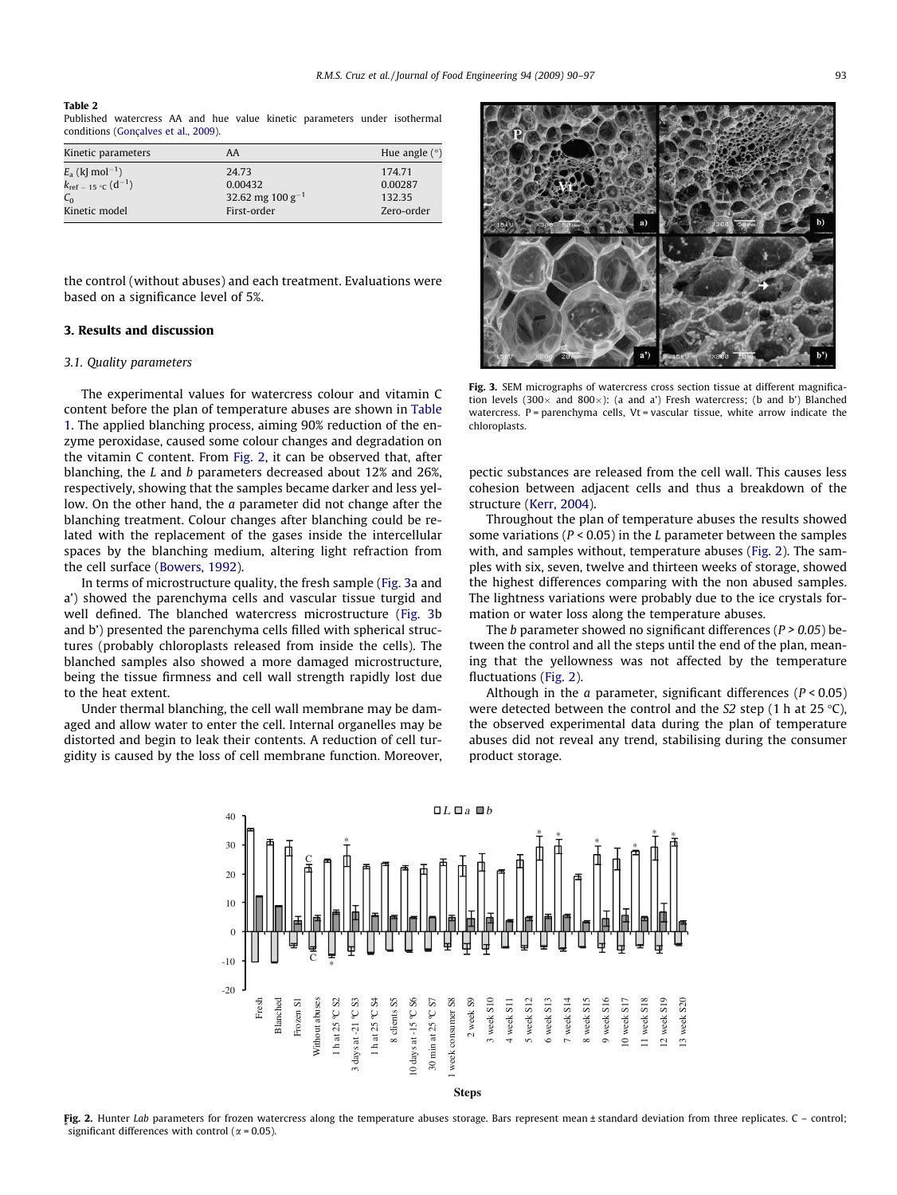**Table 2**
Published watercress AA and hue value kinetic parameters under isothermal conditions (Gonçalves et al., 2009).

| Kinetic parameters | AA | Hue angle (°) |
|---|---|---|
| $E_a$ (kJ mol$^{-1}$) | 24.73 | 174.71 |
| $k_{ref\,=\,15\,°C}$ (d$^{-1}$) | 0.00432 | 0.00287 |
| $C_0$ | 32.62 mg 100 g$^{-1}$ | 132.35 |
| Kinetic model | First-order | Zero-order |

the control (without abuses) and each treatment. Evaluations were based on a significance level of 5%.

## 3. Results and discussion

### 3.1. Quality parameters

The experimental values for watercress colour and vitamin C content before the plan of temperature abuses are shown in Table 1. The applied blanching process, aiming 90% reduction of the enzyme peroxidase, caused some colour changes and degradation on the vitamin C content. From Fig. 2, it can be observed that, after blanching, the *L* and *b* parameters decreased about 12% and 26%, respectively, showing that the samples became darker and less yellow. On the other hand, the *a* parameter did not change after the blanching treatment. Colour changes after blanching could be related with the replacement of the gases inside the intercellular spaces by the blanching medium, altering light refraction from the cell surface (Bowers, 1992).

In terms of microstructure quality, the fresh sample (Fig. 3a and a') showed the parenchyma cells and vascular tissue turgid and well defined. The blanched watercress microstructure (Fig. 3b and b') presented the parenchyma cells filled with spherical structures (probably chloroplasts released from inside the cells). The blanched samples also showed a more damaged microstructure, being the tissue firmness and cell wall strength rapidly lost due to the heat extent.

Under thermal blanching, the cell wall membrane may be damaged and allow water to enter the cell. Internal organelles may be distorted and begin to leak their contents. A reduction of cell turgidity is caused by the loss of cell membrane function. Moreover, pectic substances are released from the cell wall. This causes less cohesion between adjacent cells and thus a breakdown of the structure (Kerr, 2004).

**Fig. 3.** SEM micrographs of watercress cross section tissue at different magnification levels (300× and 800×): (a and a') Fresh watercress; (b and b') Blanched watercress. P = parenchyma cells, Vt = vascular tissue, white arrow indicate the chloroplasts.

Throughout the plan of temperature abuses the results showed some variations ($P < 0.05$) in the *L* parameter between the samples with, and samples without, temperature abuses (Fig. 2). The samples with six, seven, twelve and thirteen weeks of storage, showed the highest differences comparing with the non abused samples. The lightness variations were probably due to the ice crystals formation or water loss along the temperature abuses.

The *b* parameter showed no significant differences ($P > 0.05$) between the control and all the steps until the end of the plan, meaning that the yellowness was not affected by the temperature fluctuations (Fig. 2).

Although in the *a* parameter, significant differences ($P < 0.05$) were detected between the control and the *S2* step (1 h at 25 °C), the observed experimental data during the plan of temperature abuses did not reveal any trend, stabilising during the consumer product storage.

**Fig. 2.** Hunter *Lab* parameters for frozen watercress along the temperature abuses storage. Bars represent mean ± standard deviation from three replicates. C – control; * significant differences with control (α = 0.05).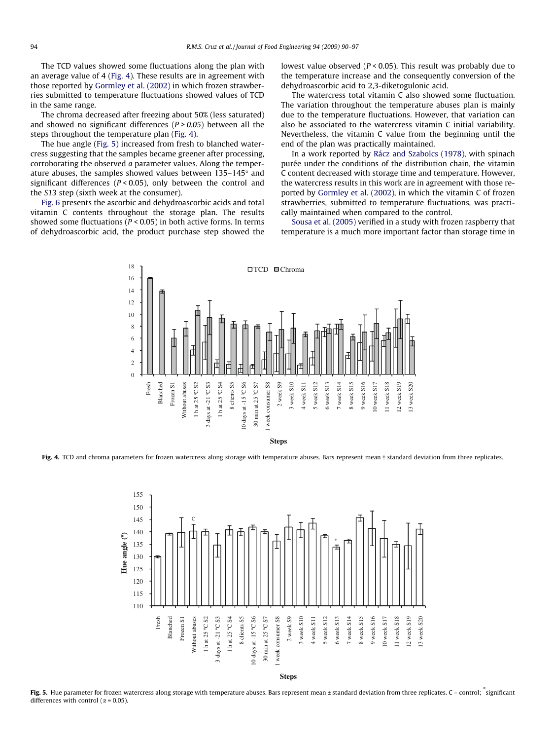The TCD values showed some fluctuations along the plan with an average value of 4 (Fig. 4). These results are in agreement with those reported by Gormley et al. (2002) in which frozen strawberries submitted to temperature fluctuations showed values of TCD in the same range.

The chroma decreased after freezing about 50% (less saturated) and showed no significant differences ($P > 0.05$) between all the steps throughout the temperature plan (Fig. 4).

The hue angle (Fig. 5) increased from fresh to blanched watercress suggesting that the samples became greener after processing, corroborating the observed *a* parameter values. Along the temperature abuses, the samples showed values between 135–145° and significant differences ($P < 0.05$), only between the control and the *S13* step (sixth week at the consumer).

Fig. 6 presents the ascorbic and dehydroascorbic acids and total vitamin C contents throughout the storage plan. The results showed some fluctuations ($P < 0.05$) in both active forms. In terms of dehydroascorbic acid, the product purchase step showed the lowest value observed ($P < 0.05$). This result was probably due to the temperature increase and the consequently conversion of the dehydroascorbic acid to 2,3-diketogulonic acid.

The watercress total vitamin C also showed some fluctuation. The variation throughout the temperature abuses plan is mainly due to the temperature fluctuations. However, that variation can also be associated to the watercress vitamin C initial variability. Nevertheless, the vitamin C value from the beginning until the end of the plan was practically maintained.

In a work reported by Rácz and Szabolcs (1978), with spinach purée under the conditions of the distribution chain, the vitamin C content decreased with storage time and temperature. However, the watercress results in this work are in agreement with those reported by Gormley et al. (2002), in which the vitamin C of frozen strawberries, submitted to temperature fluctuations, was practically maintained when compared to the control.

Sousa et al. (2005) verified in a study with frozen raspberry that temperature is a much more important factor than storage time in

**Fig. 4.** TCD and chroma parameters for frozen watercress along storage with temperature abuses. Bars represent mean ± standard deviation from three replicates.

**Fig. 5.** Hue parameter for frozen watercress along storage with temperature abuses. Bars represent mean ± standard deviation from three replicates. C – control; * significant differences with control ($\alpha = 0.05$).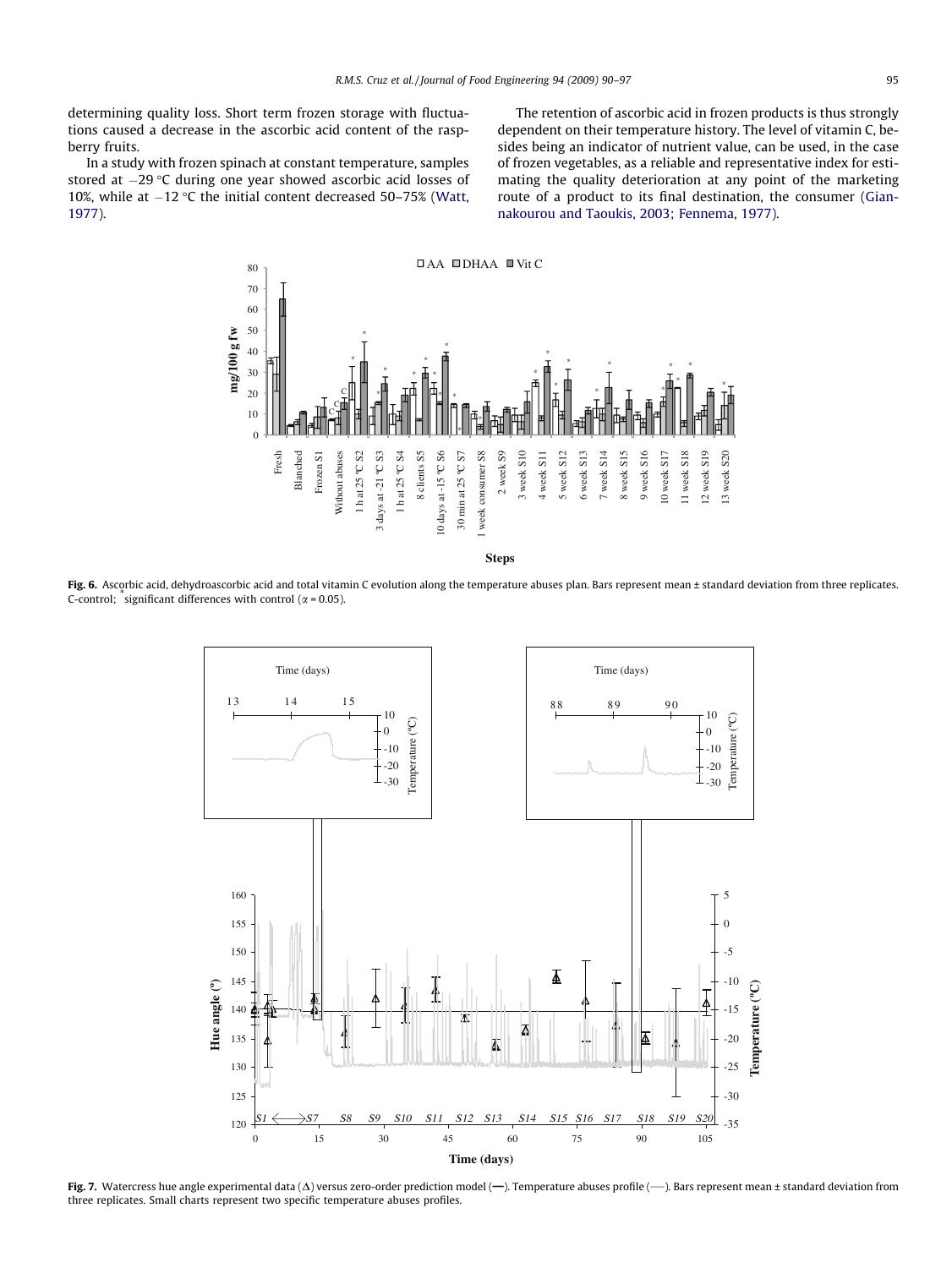determining quality loss. Short term frozen storage with fluctuations caused a decrease in the ascorbic acid content of the raspberry fruits.

In a study with frozen spinach at constant temperature, samples stored at −29 °C during one year showed ascorbic acid losses of 10%, while at −12 °C the initial content decreased 50–75% (Watt, 1977).

The retention of ascorbic acid in frozen products is thus strongly dependent on their temperature history. The level of vitamin C, besides being an indicator of nutrient value, can be used, in the case of frozen vegetables, as a reliable and representative index for estimating the quality deterioration at any point of the marketing route of a product to its final destination, the consumer (Giannakourou and Taoukis, 2003; Fennema, 1977).

**Fig. 6.** Ascorbic acid, dehydroascorbic acid and total vitamin C evolution along the temperature abuses plan. Bars represent mean ± standard deviation from three replicates. C-control; * significant differences with control (α = 0.05).

**Fig. 7.** Watercress hue angle experimental data (Δ) versus zero-order prediction model (—). Temperature abuses profile (—). Bars represent mean ± standard deviation from three replicates. Small charts represent two specific temperature abuses profiles.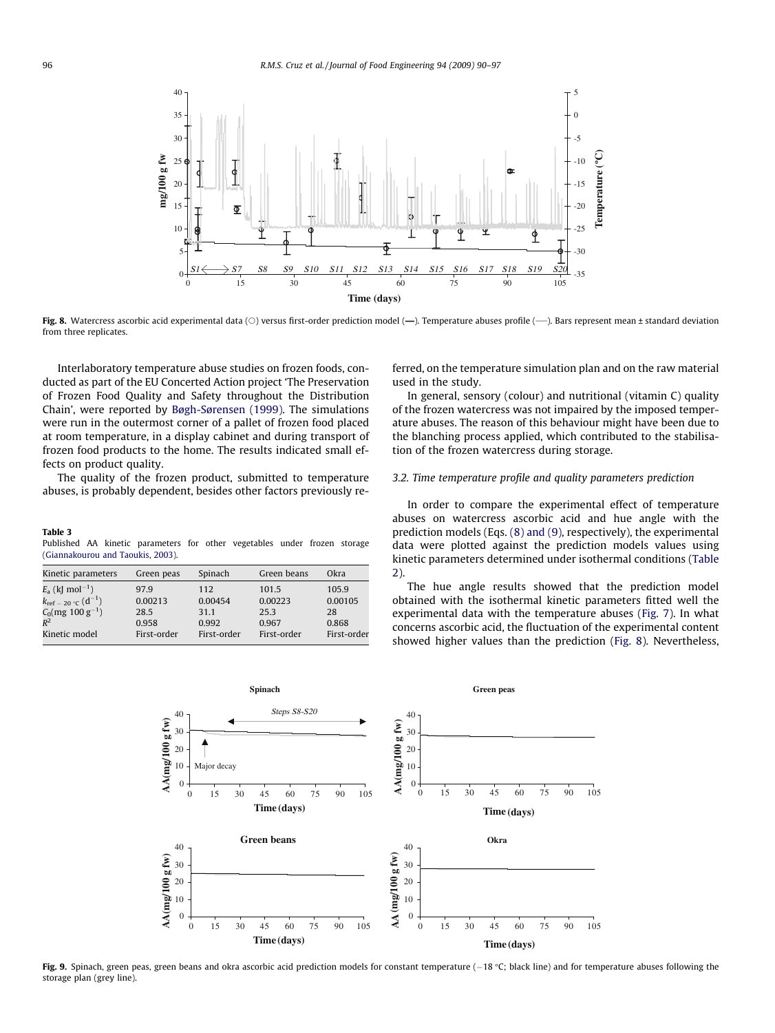Fig. 8. Watercress ascorbic acid experimental data (○) versus first-order prediction model (—). Temperature abuses profile (—). Bars represent mean ± standard deviation from three replicates.

Interlaboratory temperature abuse studies on frozen foods, conducted as part of the EU Concerted Action project 'The Preservation of Frozen Food Quality and Safety throughout the Distribution Chain', were reported by Bøgh-Sørensen (1999). The simulations were run in the outermost corner of a pallet of frozen food placed at room temperature, in a display cabinet and during transport of frozen food products to the home. The results indicated small effects on product quality.

The quality of the frozen product, submitted to temperature abuses, is probably dependent, besides other factors previously referred, on the temperature simulation plan and on the raw material used in the study.

In general, sensory (colour) and nutritional (vitamin C) quality of the frozen watercress was not impaired by the imposed temperature abuses. The reason of this behaviour might have been due to the blanching process applied, which contributed to the stabilisation of the frozen watercress during storage.

**Table 3**
Published AA kinetic parameters for other vegetables under frozen storage (Giannakourou and Taoukis, 2003).

| Kinetic parameters | Green peas | Spinach | Green beans | Okra |
|---|---|---|---|---|
| $E_a$ (kJ mol$^{-1}$) | 97.9 | 112 | 101.5 | 105.9 |
| $k_{ref\,=\,20\,°C}$ (d$^{-1}$) | 0.00213 | 0.00454 | 0.00223 | 0.00105 |
| $C_0$(mg 100 g$^{-1}$) | 28.5 | 31.1 | 25.3 | 28 |
| $R^2$ | 0.958 | 0.992 | 0.967 | 0.868 |
| Kinetic model | First-order | First-order | First-order | First-order |

### 3.2. Time temperature profile and quality parameters prediction

In order to compare the experimental effect of temperature abuses on watercress ascorbic acid and hue angle with the prediction models (Eqs. (8) and (9), respectively), the experimental data were plotted against the prediction models values using kinetic parameters determined under isothermal conditions (Table 2).

The hue angle results showed that the prediction model obtained with the isothermal kinetic parameters fitted well the experimental data with the temperature abuses (Fig. 7). In what concerns ascorbic acid, the fluctuation of the experimental content showed higher values than the prediction (Fig. 8). Nevertheless,

Fig. 9. Spinach, green peas, green beans and okra ascorbic acid prediction models for constant temperature (−18 °C; black line) and for temperature abuses following the storage plan (grey line).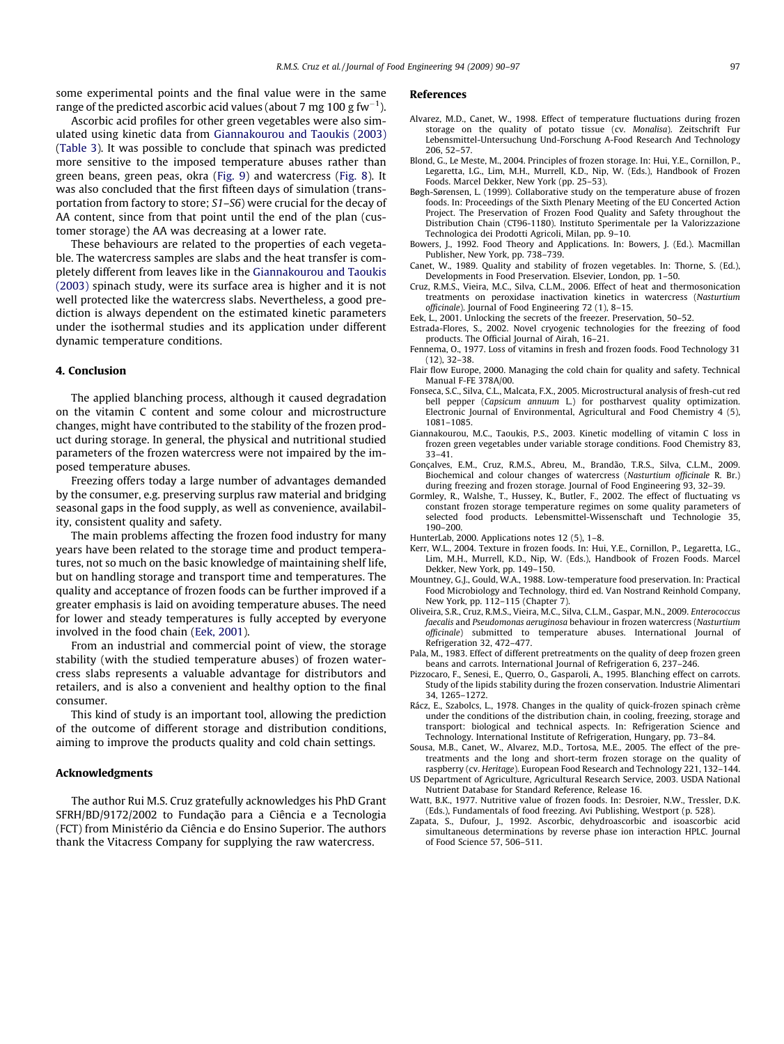some experimental points and the final value were in the same range of the predicted ascorbic acid values (about 7 mg 100 g fw$^{-1}$).

Ascorbic acid profiles for other green vegetables were also simulated using kinetic data from Giannakourou and Taoukis (2003) (Table 3). It was possible to conclude that spinach was predicted more sensitive to the imposed temperature abuses rather than green beans, green peas, okra (Fig. 9) and watercress (Fig. 8). It was also concluded that the first fifteen days of simulation (transportation from factory to store; *S1–S6*) were crucial for the decay of AA content, since from that point until the end of the plan (customer storage) the AA was decreasing at a lower rate.

These behaviours are related to the properties of each vegetable. The watercress samples are slabs and the heat transfer is completely different from leaves like in the Giannakourou and Taoukis (2003) spinach study, were its surface area is higher and it is not well protected like the watercress slabs. Nevertheless, a good prediction is always dependent on the estimated kinetic parameters under the isothermal studies and its application under different dynamic temperature conditions.

## 4. Conclusion

The applied blanching process, although it caused degradation on the vitamin C content and some colour and microstructure changes, might have contributed to the stability of the frozen product during storage. In general, the physical and nutritional studied parameters of the frozen watercress were not impaired by the imposed temperature abuses.

Freezing offers today a large number of advantages demanded by the consumer, e.g. preserving surplus raw material and bridging seasonal gaps in the food supply, as well as convenience, availability, consistent quality and safety.

The main problems affecting the frozen food industry for many years have been related to the storage time and product temperatures, not so much on the basic knowledge of maintaining shelf life, but on handling storage and transport time and temperatures. The quality and acceptance of frozen foods can be further improved if a greater emphasis is laid on avoiding temperature abuses. The need for lower and steady temperatures is fully accepted by everyone involved in the food chain (Eek, 2001).

From an industrial and commercial point of view, the storage stability (with the studied temperature abuses) of frozen watercress slabs represents a valuable advantage for distributors and retailers, and is also a convenient and healthy option to the final consumer.

This kind of study is an important tool, allowing the prediction of the outcome of different storage and distribution conditions, aiming to improve the products quality and cold chain settings.

## Acknowledgments

The author Rui M.S. Cruz gratefully acknowledges his PhD Grant SFRH/BD/9172/2002 to Fundação para a Ciência e a Tecnologia (FCT) from Ministério da Ciência e do Ensino Superior. The authors thank the Vitacress Company for supplying the raw watercress.

## References

- Alvarez, M.D., Canet, W., 1998. Effect of temperature fluctuations during frozen storage on the quality of potato tissue (cv. *Monalisa*). Zeitschrift Fur Lebensmittel-Untersuchung Und-Forschung A-Food Research And Technology 206, 52–57.
- Blond, G., Le Meste, M., 2004. Principles of frozen storage. In: Hui, Y.E., Cornillon, P., Legaretta, I.G., Lim, M.H., Murrell, K.D., Nip, W. (Eds.), Handbook of Frozen Foods. Marcel Dekker, New York (pp. 25–53).
- Bøgh-Sørensen, L. (1999). Collaborative study on the temperature abuse of frozen foods. In: Proceedings of the Sixth Plenary Meeting of the EU Concerted Action Project. The Preservation of Frozen Food Quality and Safety throughout the Distribution Chain (CT96-1180). Instituto Sperimentale per la Valorizzazione Technologica dei Prodotti Agricoli, Milan, pp. 9–10.
- Bowers, J., 1992. Food Theory and Applications. In: Bowers, J. (Ed.). Macmillan Publisher, New York, pp. 738–739.
- Canet, W., 1989. Quality and stability of frozen vegetables. In: Thorne, S. (Ed.), Developments in Food Preservation. Elsevier, London, pp. 1–50.
- Cruz, R.M.S., Vieira, M.C., Silva, C.L.M., 2006. Effect of heat and thermosonication treatments on peroxidase inactivation kinetics in watercress (*Nasturtium officinale*). Journal of Food Engineering 72 (1), 8–15.
- Eek, L., 2001. Unlocking the secrets of the freezer. Preservation, 50–52.
- Estrada-Flores, S., 2002. Novel cryogenic technologies for the freezing of food products. The Official Journal of Airah, 16–21.
- Fennema, O., 1977. Loss of vitamins in fresh and frozen foods. Food Technology 31 (12), 32–38.
- Flair flow Europe, 2000. Managing the cold chain for quality and safety. Technical Manual F-FE 378A/00.
- Fonseca, S.C., Silva, C.L., Malcata, F.X., 2005. Microstructural analysis of fresh-cut red bell pepper (*Capsicum annuum* L.) for postharvest quality optimization. Electronic Journal of Environmental, Agricultural and Food Chemistry 4 (5), 1081–1085.
- Giannakourou, M.C., Taoukis, P.S., 2003. Kinetic modelling of vitamin C loss in frozen green vegetables under variable storage conditions. Food Chemistry 83, 33–41.
- Gonçalves, E.M., Cruz, R.M.S., Abreu, M., Brandão, T.R.S., Silva, C.L.M., 2009. Biochemical and colour changes of watercress (*Nasturtium officinale* R. Br.) during freezing and frozen storage. Journal of Food Engineering 93, 32–39.
- Gormley, R., Walshe, T., Hussey, K., Butler, F., 2002. The effect of fluctuating vs constant frozen storage temperature regimes on some quality parameters of selected food products. Lebensmittel-Wissenschaft und Technologie 35, 190–200.
- HunterLab, 2000. Applications notes 12 (5), 1–8.
- Kerr, W.L., 2004. Texture in frozen foods. In: Hui, Y.E., Cornillon, P., Legaretta, I.G., Lim, M.H., Murrell, K.D., Nip, W. (Eds.), Handbook of Frozen Foods. Marcel Dekker, New York, pp. 149–150.
- Mountney, G.J., Gould, W.A., 1988. Low-temperature food preservation. In: Practical Food Microbiology and Technology, third ed. Van Nostrand Reinhold Company, New York, pp. 112–115 (Chapter 7).
- Oliveira, S.R., Cruz, R.M.S., Vieira, M.C., Silva, C.L.M., Gaspar, M.N., 2009. *Enterococcus faecalis* and *Pseudomonas aeruginosa* behaviour in frozen watercress (*Nasturtium officinale*) submitted to temperature abuses. International Journal of Refrigeration 32, 472–477.
- Pala, M., 1983. Effect of different pretreatments on the quality of deep frozen green beans and carrots. International Journal of Refrigeration 6, 237–246.
- Pizzocaro, F., Senesi, E., Querro, O., Gasparoli, A., 1995. Blanching effect on carrots. Study of the lipids stability during the frozen conservation. Industrie Alimentari 34, 1265–1272.
- Rácz, E., Szabolcs, L., 1978. Changes in the quality of quick-frozen spinach crème under the conditions of the distribution chain, in cooling, freezing, storage and transport: biological and technical aspects. In: Refrigeration Science and Technology. International Institute of Refrigeration, Hungary, pp. 73–84.
- Sousa, M.B., Canet, W., Alvarez, M.D., Tortosa, M.E., 2005. The effect of the pretreatments and the long and short-term frozen storage on the quality of raspberry (cv. *Heritage*). European Food Research and Technology 221, 132–144.
- US Department of Agriculture, Agricultural Research Service, 2003. USDA National Nutrient Database for Standard Reference, Release 16.
- Watt, B.K., 1977. Nutritive value of frozen foods. In: Desroier, N.W., Tressler, D.K. (Eds.), Fundamentals of food freezing. Avi Publishing, Westport (p. 528).
- Zapata, S., Dufour, J., 1992. Ascorbic, dehydroascorbic and isoascorbic acid simultaneous determinations by reverse phase ion interaction HPLC. Journal of Food Science 57, 506–511.